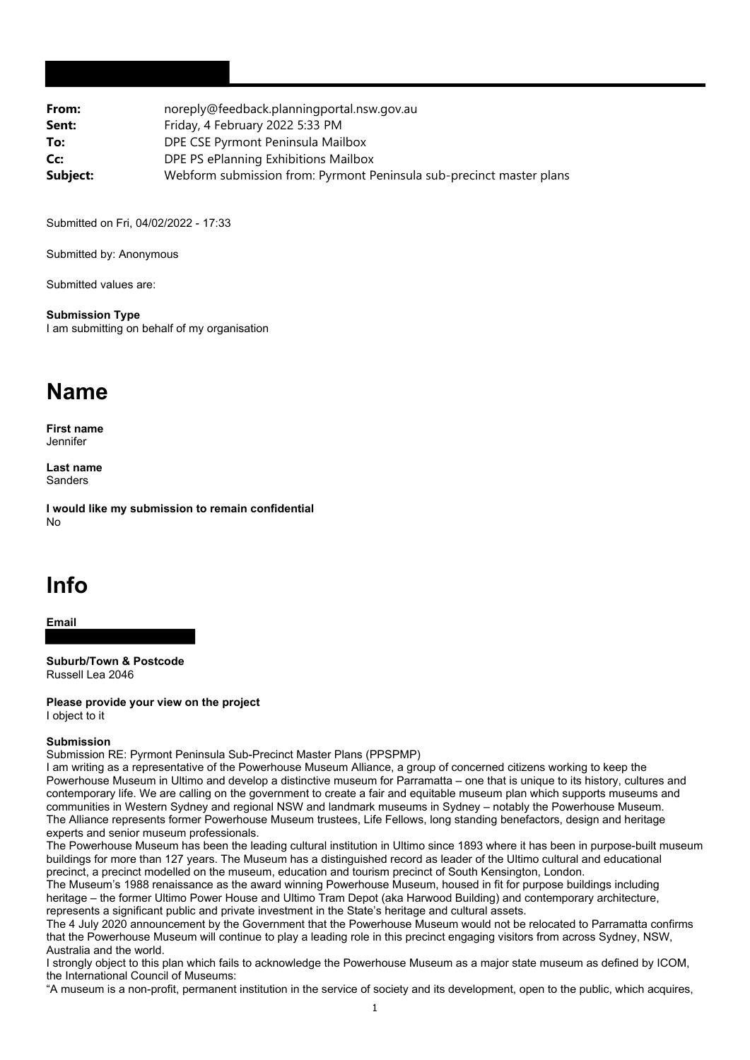| | |
|---|---|
| **From:** | noreply@feedback.planningportal.nsw.gov.au |
| **Sent:** | Friday, 4 February 2022 5:33 PM |
| **To:** | DPE CSE Pyrmont Peninsula Mailbox |
| **Cc:** | DPE PS ePlanning Exhibitions Mailbox |
| **Subject:** | Webform submission from: Pyrmont Peninsula sub-precinct master plans |

Submitted on Fri, 04/02/2022 - 17:33

Submitted by: Anonymous

Submitted values are:

**Submission Type**
I am submitting on behalf of my organisation

# Name

**First name**
Jennifer

**Last name**
Sanders

**I would like my submission to remain confidential**
No

# Info

**Email**

**Suburb/Town & Postcode**
Russell Lea 2046

**Please provide your view on the project**
I object to it

**Submission**
Submission RE: Pyrmont Peninsula Sub-Precinct Master Plans (PPSPMP)
I am writing as a representative of the Powerhouse Museum Alliance, a group of concerned citizens working to keep the Powerhouse Museum in Ultimo and develop a distinctive museum for Parramatta – one that is unique to its history, cultures and contemporary life. We are calling on the government to create a fair and equitable museum plan which supports museums and communities in Western Sydney and regional NSW and landmark museums in Sydney – notably the Powerhouse Museum.
The Alliance represents former Powerhouse Museum trustees, Life Fellows, long standing benefactors, design and heritage experts and senior museum professionals.
The Powerhouse Museum has been the leading cultural institution in Ultimo since 1893 where it has been in purpose-built museum buildings for more than 127 years. The Museum has a distinguished record as leader of the Ultimo cultural and educational precinct, a precinct modelled on the museum, education and tourism precinct of South Kensington, London.
The Museum's 1988 renaissance as the award winning Powerhouse Museum, housed in fit for purpose buildings including heritage – the former Ultimo Power House and Ultimo Tram Depot (aka Harwood Building) and contemporary architecture, represents a significant public and private investment in the State's heritage and cultural assets.
The 4 July 2020 announcement by the Government that the Powerhouse Museum would not be relocated to Parramatta confirms that the Powerhouse Museum will continue to play a leading role in this precinct engaging visitors from across Sydney, NSW, Australia and the world.
I strongly object to this plan which fails to acknowledge the Powerhouse Museum as a major state museum as defined by ICOM, the International Council of Museums:
"A museum is a non-profit, permanent institution in the service of society and its development, open to the public, which acquires,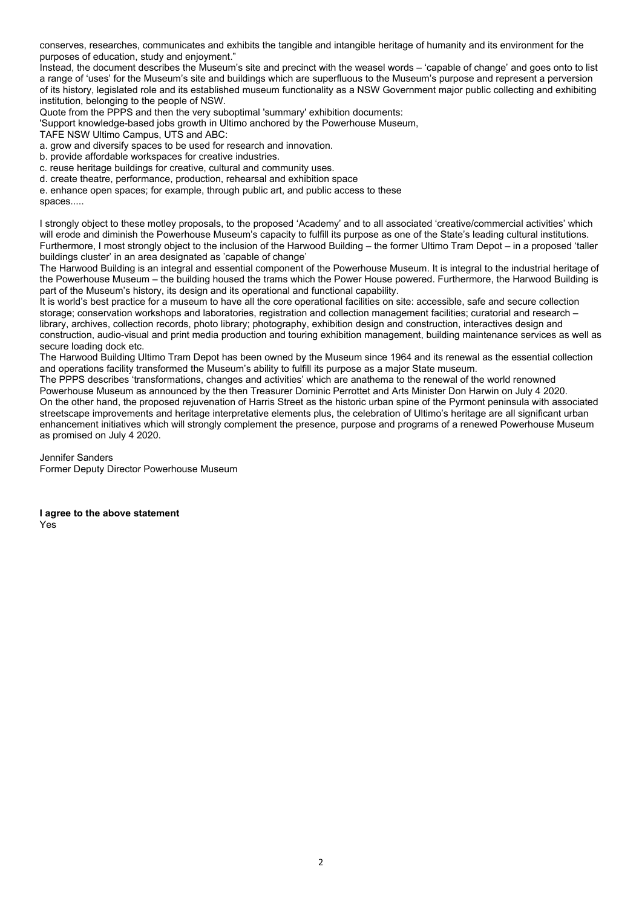conserves, researches, communicates and exhibits the tangible and intangible heritage of humanity and its environment for the purposes of education, study and enjoyment."

Instead, the document describes the Museum's site and precinct with the weasel words – 'capable of change' and goes onto to list a range of 'uses' for the Museum's site and buildings which are superfluous to the Museum's purpose and represent a perversion of its history, legislated role and its established museum functionality as a NSW Government major public collecting and exhibiting institution, belonging to the people of NSW.

Quote from the PPPS and then the very suboptimal 'summary' exhibition documents:

'Support knowledge-based jobs growth in Ultimo anchored by the Powerhouse Museum, TAFE NSW Ultimo Campus, UTS and ABC:

a. grow and diversify spaces to be used for research and innovation.
b. provide affordable workspaces for creative industries.
c. reuse heritage buildings for creative, cultural and community uses.
d. create theatre, performance, production, rehearsal and exhibition space
e. enhance open spaces; for example, through public art, and public access to these spaces.....

I strongly object to these motley proposals, to the proposed 'Academy' and to all associated 'creative/commercial activities' which will erode and diminish the Powerhouse Museum's capacity to fulfill its purpose as one of the State's leading cultural institutions. Furthermore, I most strongly object to the inclusion of the Harwood Building – the former Ultimo Tram Depot – in a proposed 'taller buildings cluster' in an area designated as 'capable of change'

The Harwood Building is an integral and essential component of the Powerhouse Museum. It is integral to the industrial heritage of the Powerhouse Museum – the building housed the trams which the Power House powered. Furthermore, the Harwood Building is part of the Museum's history, its design and its operational and functional capability.

It is world's best practice for a museum to have all the core operational facilities on site: accessible, safe and secure collection storage; conservation workshops and laboratories, registration and collection management facilities; curatorial and research – library, archives, collection records, photo library; photography, exhibition design and construction, interactives design and construction, audio-visual and print media production and touring exhibition management, building maintenance services as well as secure loading dock etc.

The Harwood Building Ultimo Tram Depot has been owned by the Museum since 1964 and its renewal as the essential collection and operations facility transformed the Museum's ability to fulfill its purpose as a major State museum.

The PPPS describes 'transformations, changes and activities' which are anathema to the renewal of the world renowned Powerhouse Museum as announced by the then Treasurer Dominic Perrottet and Arts Minister Don Harwin on July 4 2020.

On the other hand, the proposed rejuvenation of Harris Street as the historic urban spine of the Pyrmont peninsula with associated streetscape improvements and heritage interpretative elements plus, the celebration of Ultimo's heritage are all significant urban enhancement initiatives which will strongly complement the presence, purpose and programs of a renewed Powerhouse Museum as promised on July 4 2020.

Jennifer Sanders
Former Deputy Director Powerhouse Museum

**I agree to the above statement**
Yes